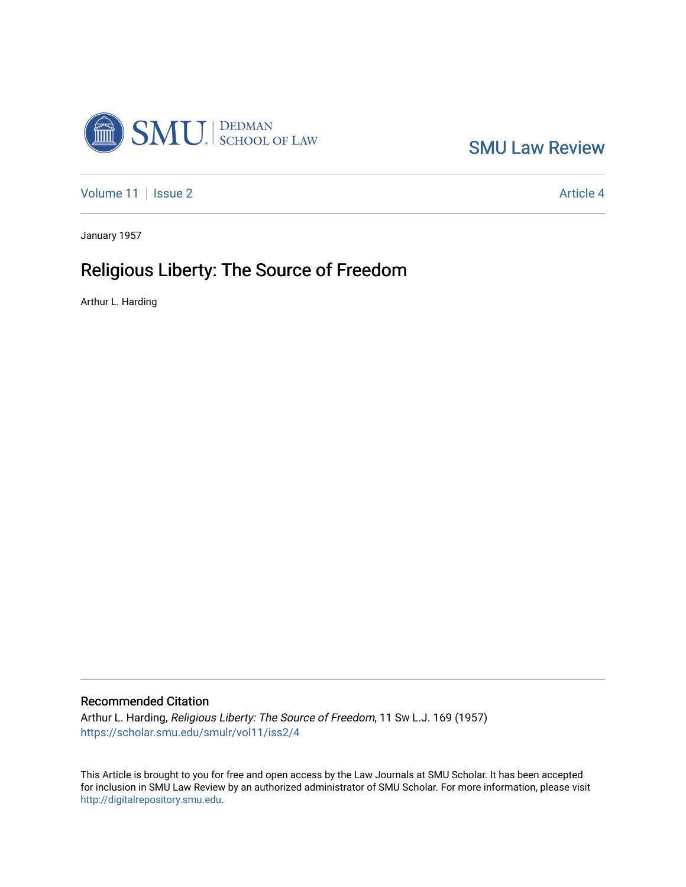SMU Law Review

Volume 11 | Issue 2 | Article 4

January 1957

# Religious Liberty: The Source of Freedom

Arthur L. Harding

## Recommended Citation

Arthur L. Harding, *Religious Liberty: The Source of Freedom*, 11 Sw L.J. 169 (1957)
https://scholar.smu.edu/smulr/vol11/iss2/4

This Article is brought to you for free and open access by the Law Journals at SMU Scholar. It has been accepted for inclusion in SMU Law Review by an authorized administrator of SMU Scholar. For more information, please visit http://digitalrepository.smu.edu.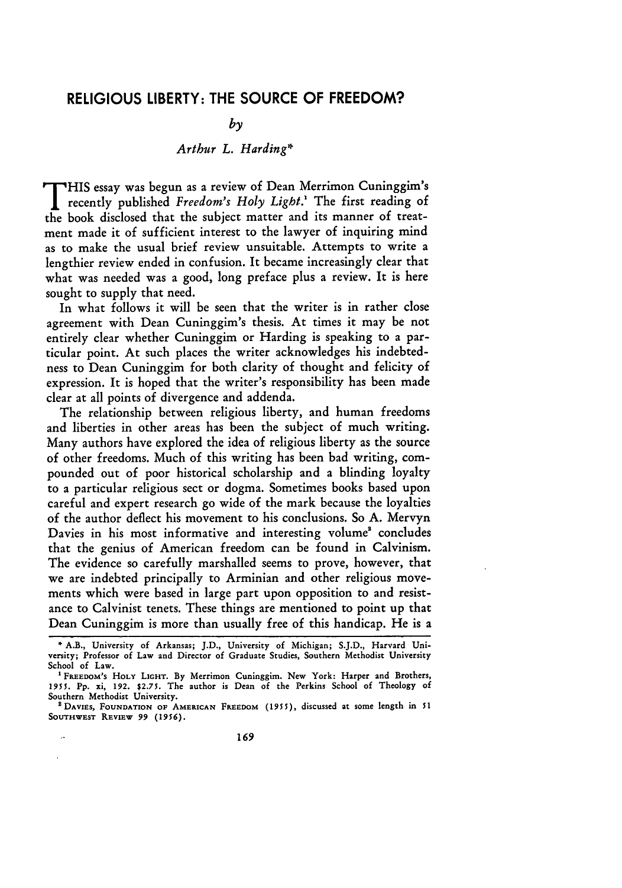# RELIGIOUS LIBERTY: THE SOURCE OF FREEDOM?

*by*

*Arthur L. Harding*\*

THIS essay was begun as a review of Dean Merrimon Cuninggim's recently published *Freedom's Holy Light.*[1] The first reading of the book disclosed that the subject matter and its manner of treatment made it of sufficient interest to the lawyer of inquiring mind as to make the usual brief review unsuitable. Attempts to write a lengthier review ended in confusion. It became increasingly clear that what was needed was a good, long preface plus a review. It is here sought to supply that need.

In what follows it will be seen that the writer is in rather close agreement with Dean Cuninggim's thesis. At times it may be not entirely clear whether Cuninggim or Harding is speaking to a particular point. At such places the writer acknowledges his indebtedness to Dean Cuninggim for both clarity of thought and felicity of expression. It is hoped that the writer's responsibility has been made clear at all points of divergence and addenda.

The relationship between religious liberty, and human freedoms and liberties in other areas has been the subject of much writing. Many authors have explored the idea of religious liberty as the source of other freedoms. Much of this writing has been bad writing, compounded out of poor historical scholarship and a blinding loyalty to a particular religious sect or dogma. Sometimes books based upon careful and expert research go wide of the mark because the loyalties of the author deflect his movement to his conclusions. So A. Mervyn Davies in his most informative and interesting volume[2] concludes that the genius of American freedom can be found in Calvinism. The evidence so carefully marshalled seems to prove, however, that we are indebted principally to Arminian and other religious movements which were based in large part upon opposition to and resistance to Calvinist tenets. These things are mentioned to point up that Dean Cuninggim is more than usually free of this handicap. He is a

---

\* A.B., University of Arkansas; J.D., University of Michigan; S.J.D., Harvard University; Professor of Law and Director of Graduate Studies, Southern Methodist University School of Law.

[1] FREEDOM'S HOLY LIGHT. By Merrimon Cuninggim. New York: Harper and Brothers, 1955. Pp. xi, 192. $2.75. The author is Dean of the Perkins School of Theology of Southern Methodist University.

[2] DAVIES, FOUNDATION OF AMERICAN FREEDOM (1955), discussed at some length in 51 SOUTHWEST REVIEW 99 (1956).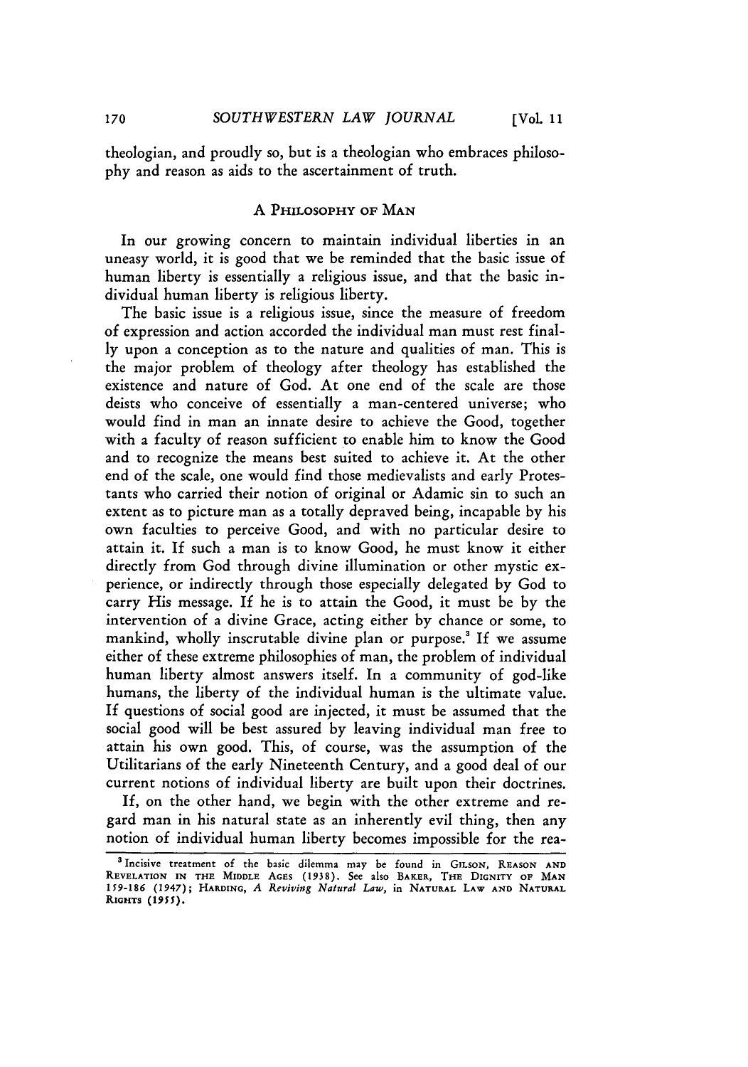theologian, and proudly so, but is a theologian who embraces philosophy and reason as aids to the ascertainment of truth.

## A PHILOSOPHY OF MAN

In our growing concern to maintain individual liberties in an uneasy world, it is good that we be reminded that the basic issue of human liberty is essentially a religious issue, and that the basic individual human liberty is religious liberty.

The basic issue is a religious issue, since the measure of freedom of expression and action accorded the individual man must rest finally upon a conception as to the nature and qualities of man. This is the major problem of theology after theology has established the existence and nature of God. At one end of the scale are those deists who conceive of essentially a man-centered universe; who would find in man an innate desire to achieve the Good, together with a faculty of reason sufficient to enable him to know the Good and to recognize the means best suited to achieve it. At the other end of the scale, one would find those medievalists and early Protestants who carried their notion of original or Adamic sin to such an extent as to picture man as a totally depraved being, incapable by his own faculties to perceive Good, and with no particular desire to attain it. If such a man is to know Good, he must know it either directly from God through divine illumination or other mystic experience, or indirectly through those especially delegated by God to carry His message. If he is to attain the Good, it must be by the intervention of a divine Grace, acting either by chance or some, to mankind, wholly inscrutable divine plan or purpose.[3] If we assume either of these extreme philosophies of man, the problem of individual human liberty almost answers itself. In a community of god-like humans, the liberty of the individual human is the ultimate value. If questions of social good are injected, it must be assumed that the social good will be best assured by leaving individual man free to attain his own good. This, of course, was the assumption of the Utilitarians of the early Nineteenth Century, and a good deal of our current notions of individual liberty are built upon their doctrines.

If, on the other hand, we begin with the other extreme and regard man in his natural state as an inherently evil thing, then any notion of individual human liberty becomes impossible for the rea-

---

[3] Incisive treatment of the basic dilemma may be found in GILSON, REASON AND REVELATION IN THE MIDDLE AGES (1938). See also BAKER, THE DIGNITY OF MAN 159-186 (1947); HARDING, *A Reviving Natural Law*, in NATURAL LAW AND NATURAL RIGHTS (1955).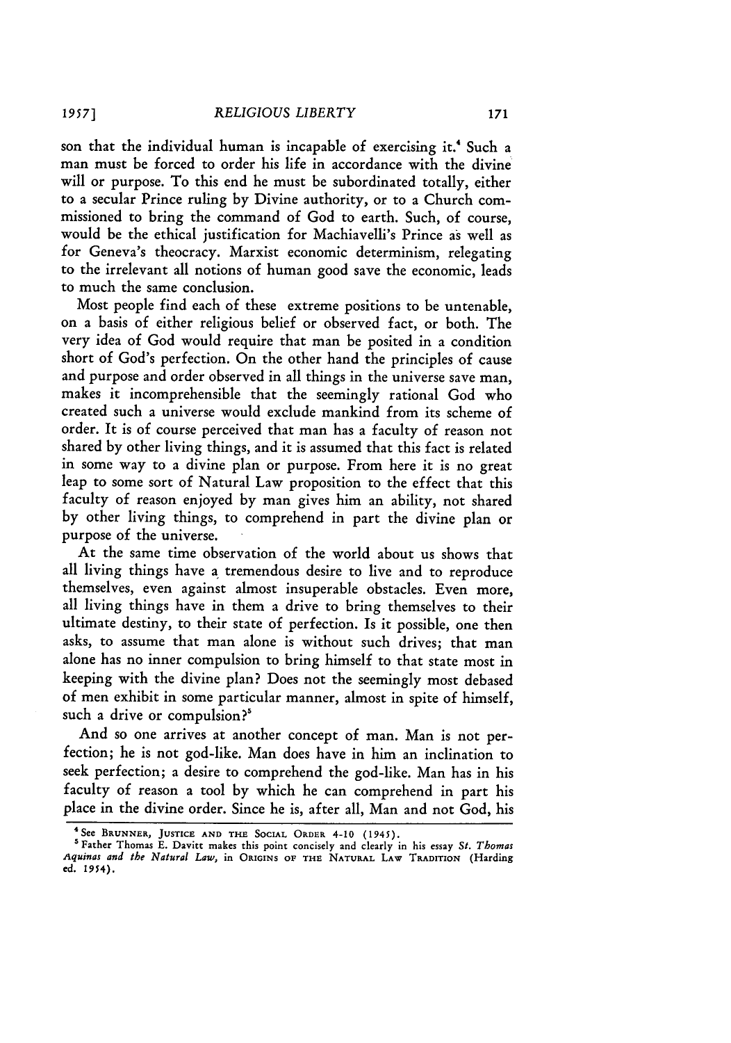son that the individual human is incapable of exercising it.[4] Such a man must be forced to order his life in accordance with the divine will or purpose. To this end he must be subordinated totally, either to a secular Prince ruling by Divine authority, or to a Church commissioned to bring the command of God to earth. Such, of course, would be the ethical justification for Machiavelli's Prince as well as for Geneva's theocracy. Marxist economic determinism, relegating to the irrelevant all notions of human good save the economic, leads to much the same conclusion.

Most people find each of these extreme positions to be untenable, on a basis of either religious belief or observed fact, or both. The very idea of God would require that man be posited in a condition short of God's perfection. On the other hand the principles of cause and purpose and order observed in all things in the universe save man, makes it incomprehensible that the seemingly rational God who created such a universe would exclude mankind from its scheme of order. It is of course perceived that man has a faculty of reason not shared by other living things, and it is assumed that this fact is related in some way to a divine plan or purpose. From here it is no great leap to some sort of Natural Law proposition to the effect that this faculty of reason enjoyed by man gives him an ability, not shared by other living things, to comprehend in part the divine plan or purpose of the universe.

At the same time observation of the world about us shows that all living things have a tremendous desire to live and to reproduce themselves, even against almost insuperable obstacles. Even more, all living things have in them a drive to bring themselves to their ultimate destiny, to their state of perfection. Is it possible, one then asks, to assume that man alone is without such drives; that man alone has no inner compulsion to bring himself to that state most in keeping with the divine plan? Does not the seemingly most debased of men exhibit in some particular manner, almost in spite of himself, such a drive or compulsion?[5]

And so one arrives at another concept of man. Man is not perfection; he is not god-like. Man does have in him an inclination to seek perfection; a desire to comprehend the god-like. Man has in his faculty of reason a tool by which he can comprehend in part his place in the divine order. Since he is, after all, Man and not God, his

---

[4] See BRUNNER, JUSTICE AND THE SOCIAL ORDER 4-10 (1945).

[5] Father Thomas E. Davitt makes this point concisely and clearly in his essay *St. Thomas Aquinas and the Natural Law*, in ORIGINS OF THE NATURAL LAW TRADITION (Harding ed. 1954).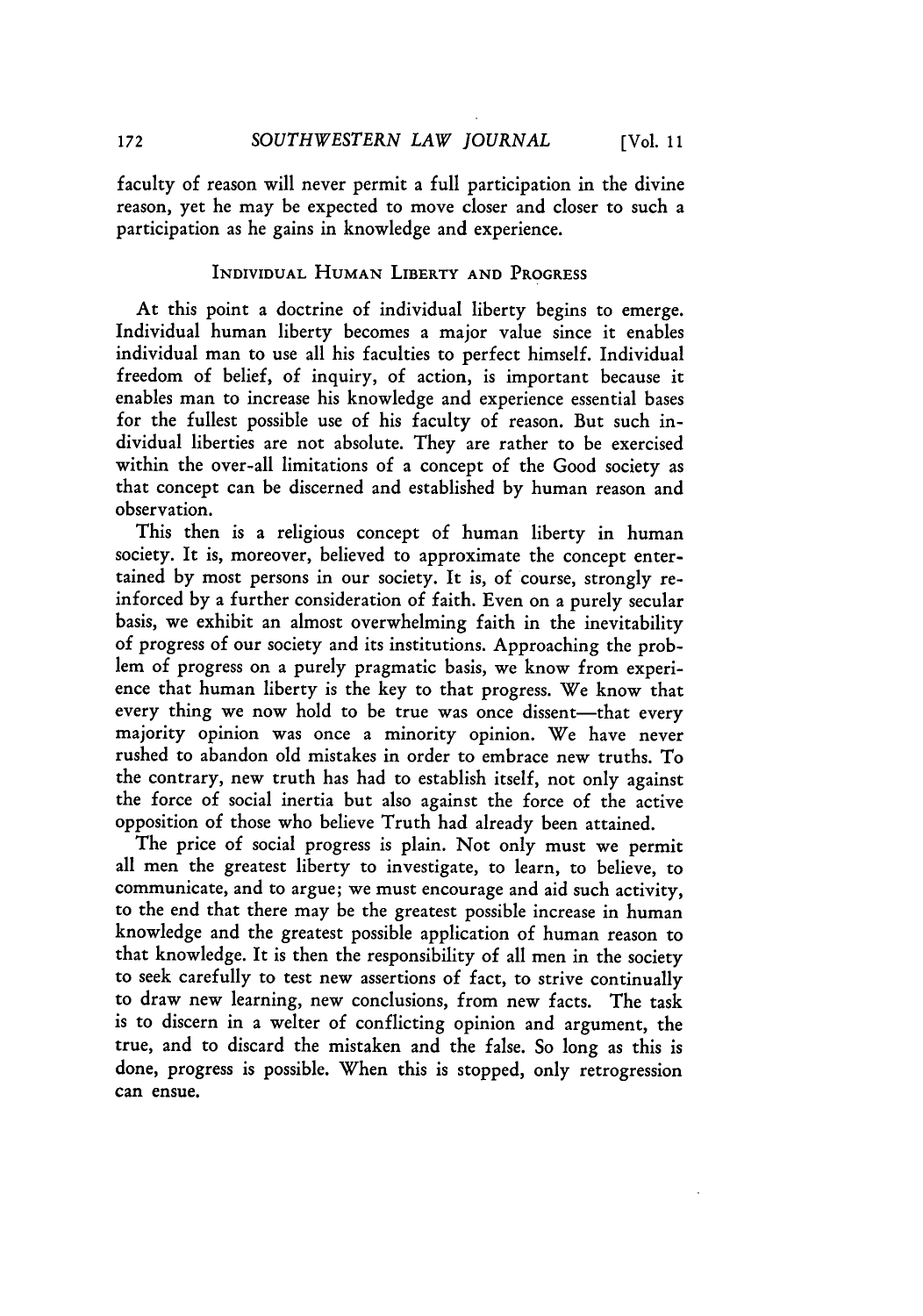faculty of reason will never permit a full participation in the divine reason, yet he may be expected to move closer and closer to such a participation as he gains in knowledge and experience.

## INDIVIDUAL HUMAN LIBERTY AND PROGRESS

At this point a doctrine of individual liberty begins to emerge. Individual human liberty becomes a major value since it enables individual man to use all his faculties to perfect himself. Individual freedom of belief, of inquiry, of action, is important because it enables man to increase his knowledge and experience essential bases for the fullest possible use of his faculty of reason. But such individual liberties are not absolute. They are rather to be exercised within the over-all limitations of a concept of the Good society as that concept can be discerned and established by human reason and observation.

This then is a religious concept of human liberty in human society. It is, moreover, believed to approximate the concept entertained by most persons in our society. It is, of course, strongly reinforced by a further consideration of faith. Even on a purely secular basis, we exhibit an almost overwhelming faith in the inevitability of progress of our society and its institutions. Approaching the problem of progress on a purely pragmatic basis, we know from experience that human liberty is the key to that progress. We know that every thing we now hold to be true was once dissent—that every majority opinion was once a minority opinion. We have never rushed to abandon old mistakes in order to embrace new truths. To the contrary, new truth has had to establish itself, not only against the force of social inertia but also against the force of the active opposition of those who believe Truth had already been attained.

The price of social progress is plain. Not only must we permit all men the greatest liberty to investigate, to learn, to believe, to communicate, and to argue; we must encourage and aid such activity, to the end that there may be the greatest possible increase in human knowledge and the greatest possible application of human reason to that knowledge. It is then the responsibility of all men in the society to seek carefully to test new assertions of fact, to strive continually to draw new learning, new conclusions, from new facts. The task is to discern in a welter of conflicting opinion and argument, the true, and to discard the mistaken and the false. So long as this is done, progress is possible. When this is stopped, only retrogression can ensue.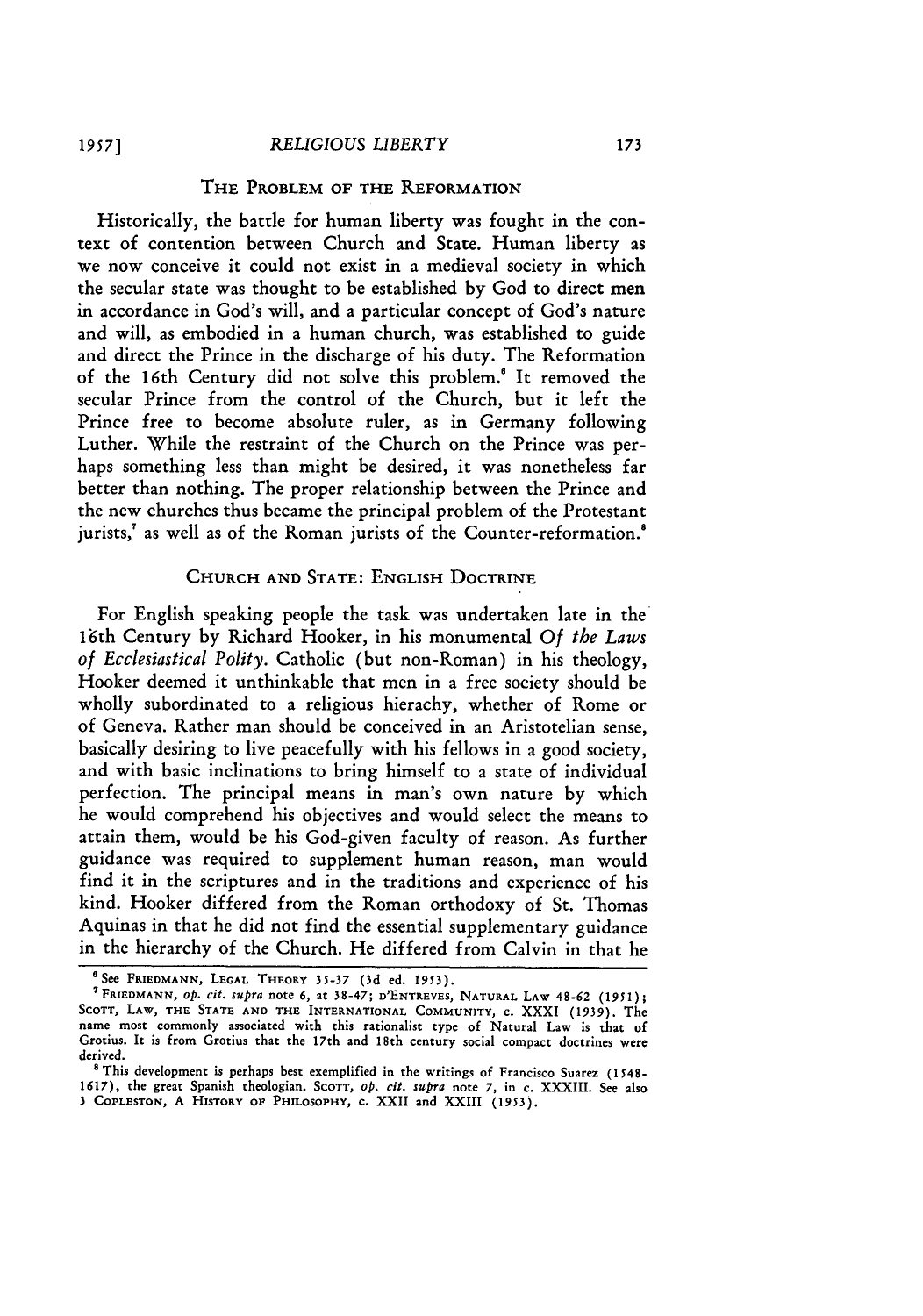## The Problem of the Reformation

Historically, the battle for human liberty was fought in the context of contention between Church and State. Human liberty as we now conceive it could not exist in a medieval society in which the secular state was thought to be established by God to direct men in accordance in God's will, and a particular concept of God's nature and will, as embodied in a human church, was established to guide and direct the Prince in the discharge of his duty. The Reformation of the 16th Century did not solve this problem.[6] It removed the secular Prince from the control of the Church, but it left the Prince free to become absolute ruler, as in Germany following Luther. While the restraint of the Church on the Prince was perhaps something less than might be desired, it was nonetheless far better than nothing. The proper relationship between the Prince and the new churches thus became the principal problem of the Protestant jurists,[7] as well as of the Roman jurists of the Counter-reformation.[8]

## Church and State: English Doctrine

For English speaking people the task was undertaken late in the 16th Century by Richard Hooker, in his monumental *Of the Laws of Ecclesiastical Polity*. Catholic (but non-Roman) in his theology, Hooker deemed it unthinkable that men in a free society should be wholly subordinated to a religious hierachy, whether of Rome or of Geneva. Rather man should be conceived in an Aristotelian sense, basically desiring to live peacefully with his fellows in a good society, and with basic inclinations to bring himself to a state of individual perfection. The principal means in man's own nature by which he would comprehend his objectives and would select the means to attain them, would be his God-given faculty of reason. As further guidance was required to supplement human reason, man would find it in the scriptures and in the traditions and experience of his kind. Hooker differed from the Roman orthodoxy of St. Thomas Aquinas in that he did not find the essential supplementary guidance in the hierarchy of the Church. He differed from Calvin in that he

---

[6] See Friedmann, Legal Theory 35-37 (3d ed. 1953).

[7] Friedmann, *op. cit. supra* note 6, at 38-47; d'Entreves, Natural Law 48-62 (1951); Scott, Law, the State and the International Community, c. XXXI (1939). The name most commonly associated with this rationalist type of Natural Law is that of Grotius. It is from Grotius that the 17th and 18th century social compact doctrines were derived.

[8] This development is perhaps best exemplified in the writings of Francisco Suarez (1548-1617), the great Spanish theologian. Scott, *op. cit. supra* note 7, in c. XXXIII. See also 3 Copleston, A History of Philosophy, c. XXII and XXIII (1953).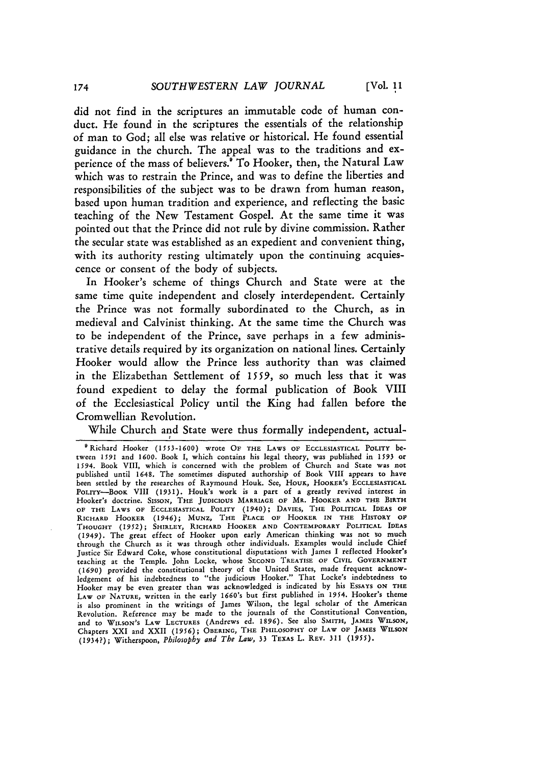did not find in the scriptures an immutable code of human conduct. He found in the scriptures the essentials of the relationship of man to God; all else was relative or historical. He found essential guidance in the church. The appeal was to the traditions and experience of the mass of believers.[9] To Hooker, then, the Natural Law which was to restrain the Prince, and was to define the liberties and responsibilities of the subject was to be drawn from human reason, based upon human tradition and experience, and reflecting the basic teaching of the New Testament Gospel. At the same time it was pointed out that the Prince did not rule by divine commission. Rather the secular state was established as an expedient and convenient thing, with its authority resting ultimately upon the continuing acquiescence or consent of the body of subjects.

In Hooker's scheme of things Church and State were at the same time quite independent and closely interdependent. Certainly the Prince was not formally subordinated to the Church, as in medieval and Calvinist thinking. At the same time the Church was to be independent of the Prince, save perhaps in a few administrative details required by its organization on national lines. Certainly Hooker would allow the Prince less authority than was claimed in the Elizabethan Settlement of 1559, so much less that it was found expedient to delay the formal publication of Book VIII of the Ecclesiastical Policy until the King had fallen before the Cromwellian Revolution.

While Church and State were thus formally independent, actual-

---

[9] Richard Hooker (1553-1600) wrote OF THE LAWS OF ECCLESIASTICAL POLITY between 1591 and 1600. Book I, which contains his legal theory, was published in 1593 or 1594. Book VIII, which is concerned with the problem of Church and State was not published until 1648. The sometimes disputed authorship of Book VIII appears to have been settled by the researches of Raymound Houk. See, HOUK, HOOKER'S ECCLESIASTICAL POLITY—BOOK VIII (1931). Houk's work is a part of a greatly revived interest in Hooker's doctrine. SISSON, THE JUDICIOUS MARRIAGE OF MR. HOOKER AND THE BIRTH OF THE LAWS OF ECCLESIASTICAL POLITY (1940); DAVIES, THE POLITICAL IDEAS OF RICHARD HOOKER (1946); MUNZ, THE PLACE OF HOOKER IN THE HISTORY OF THOUGHT (1952); SHIRLEY, RICHARD HOOKER AND CONTEMPORARY POLITICAL IDEAS (1949). The great effect of Hooker upon early American thinking was not so much through the Church as it was through other individuals. Examples would include Chief Justice Sir Edward Coke, whose constitutional disputations with James I reflected Hooker's teaching at the Temple. John Locke, whose SECOND TREATISE OF CIVIL GOVERNMENT (1690) provided the constitutional theory of the United States, made frequent acknowledgement of his indebtedness to "the judicious Hooker." That Locke's indebtedness to Hooker may be even greater than was acknowledged is indicated by his ESSAYS ON THE LAW OF NATURE, written in the early 1660's but first published in 1954. Hooker's theme is also prominent in the writings of James Wilson, the legal scholar of the American Revolution. Reference may be made to the journals of the Constitutional Convention, and to WILSON'S LAW LECTURES (Andrews ed. 1896). See also SMITH, JAMES WILSON, Chapters XXI and XXII (1956); OBERING, THE PHILOSOPHY OF LAW OF JAMES WILSON (1934?); Witherspoon, *Philosophy and The Law*, 33 TEXAS L. REV. 311 (1955).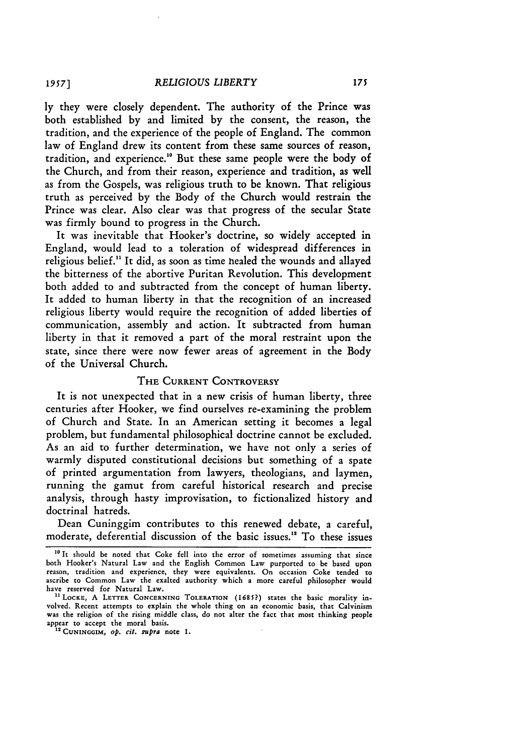ly they were closely dependent. The authority of the Prince was both established by and limited by the consent, the reason, the tradition, and the experience of the people of England. The common law of England drew its content from these same sources of reason, tradition, and experience.[10] But these same people were the body of the Church, and from their reason, experience and tradition, as well as from the Gospels, was religious truth to be known. That religious truth as perceived by the Body of the Church would restrain the Prince was clear. Also clear was that progress of the secular State was firmly bound to progress in the Church.

It was inevitable that Hooker's doctrine, so widely accepted in England, would lead to a toleration of widespread differences in religious belief.[11] It did, as soon as time healed the wounds and allayed the bitterness of the abortive Puritan Revolution. This development both added to and subtracted from the concept of human liberty. It added to human liberty in that the recognition of an increased religious liberty would require the recognition of added liberties of communication, assembly and action. It subtracted from human liberty in that it removed a part of the moral restraint upon the state, since there were now fewer areas of agreement in the Body of the Universal Church.

## THE CURRENT CONTROVERSY

It is not unexpected that in a new crisis of human liberty, three centuries after Hooker, we find ourselves re-examining the problem of Church and State. In an American setting it becomes a legal problem, but fundamental philosophical doctrine cannot be excluded. As an aid to further determination, we have not only a series of warmly disputed constitutional decisions but something of a spate of printed argumentation from lawyers, theologians, and laymen, running the gamut from careful historical research and precise analysis, through hasty improvisation, to fictionalized history and doctrinal hatreds.

Dean Cuninggim contributes to this renewed debate, a careful, moderate, deferential discussion of the basic issues.[12] To these issues

---

[10] It should be noted that Coke fell into the error of sometimes assuming that since both Hooker's Natural Law and the English Common Law purported to be based upon reason, tradition and experience, they were equivalents. On occasion Coke tended to ascribe to Common Law the exalted authority which a more careful philosopher would have reserved for Natural Law.

[11] LOCKE, A LETTER CONCERNING TOLERATION (1685?) states the basic morality involved. Recent attempts to explain the whole thing on an economic basis, that Calvinism was the religion of the rising middle class, do not alter the fact that most thinking people appear to accept the moral basis.

[12] CUNINGGIM, *op. cit. supra* note 1.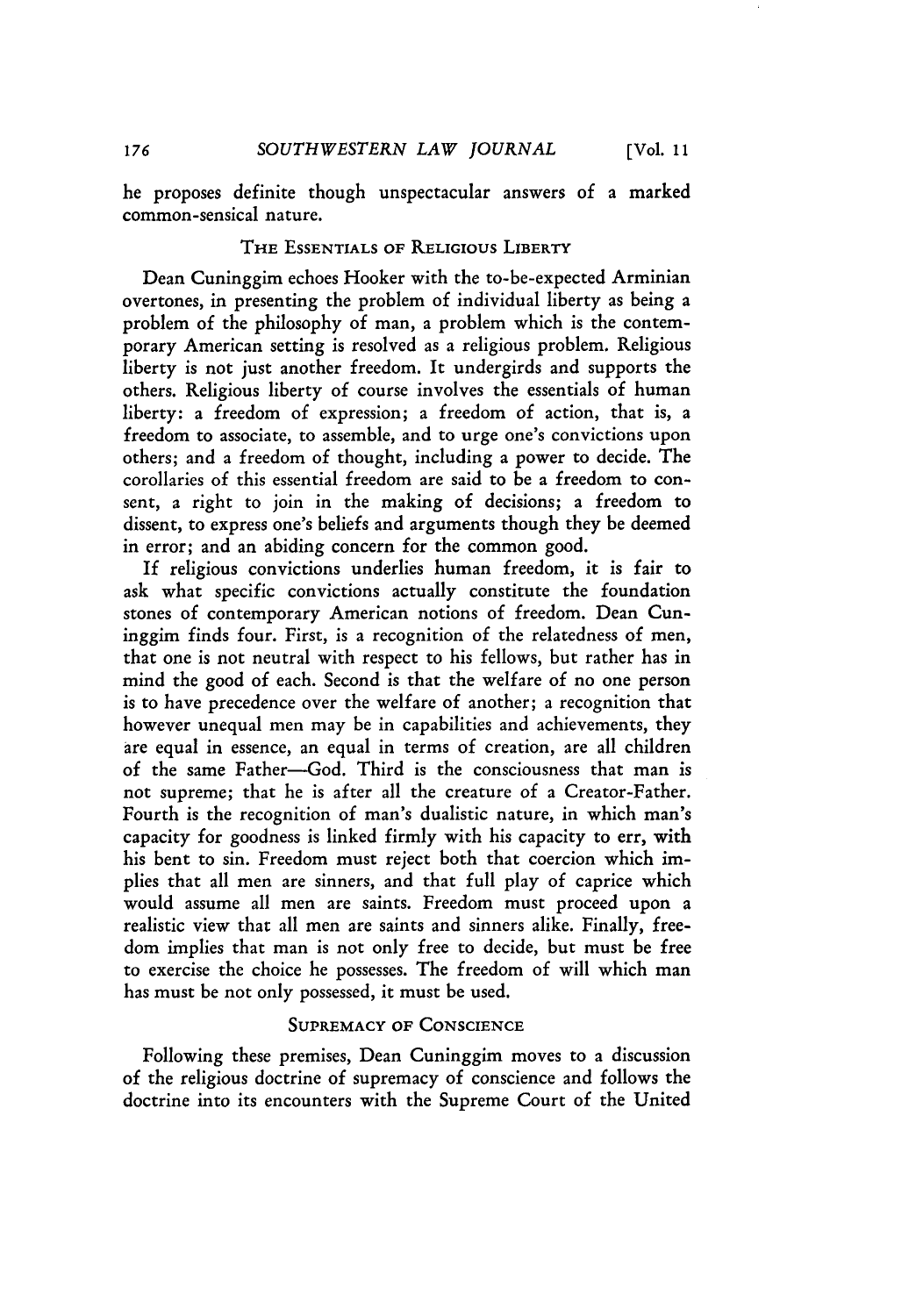he proposes definite though unspectacular answers of a marked common-sensical nature.

### THE ESSENTIALS OF RELIGIOUS LIBERTY

Dean Cuninggim echoes Hooker with the to-be-expected Arminian overtones, in presenting the problem of individual liberty as being a problem of the philosophy of man, a problem which is the contemporary American setting is resolved as a religious problem. Religious liberty is not just another freedom. It undergirds and supports the others. Religious liberty of course involves the essentials of human liberty: a freedom of expression; a freedom of action, that is, a freedom to associate, to assemble, and to urge one's convictions upon others; and a freedom of thought, including a power to decide. The corollaries of this essential freedom are said to be a freedom to consent, a right to join in the making of decisions; a freedom to dissent, to express one's beliefs and arguments though they be deemed in error; and an abiding concern for the common good.

If religious convictions underlies human freedom, it is fair to ask what specific convictions actually constitute the foundation stones of contemporary American notions of freedom. Dean Cuninggim finds four. First, is a recognition of the relatedness of men, that one is not neutral with respect to his fellows, but rather has in mind the good of each. Second is that the welfare of no one person is to have precedence over the welfare of another; a recognition that however unequal men may be in capabilities and achievements, they are equal in essence, an equal in terms of creation, are all children of the same Father—God. Third is the consciousness that man is not supreme; that he is after all the creature of a Creator-Father. Fourth is the recognition of man's dualistic nature, in which man's capacity for goodness is linked firmly with his capacity to err, with his bent to sin. Freedom must reject both that coercion which implies that all men are sinners, and that full play of caprice which would assume all men are saints. Freedom must proceed upon a realistic view that all men are saints and sinners alike. Finally, freedom implies that man is not only free to decide, but must be free to exercise the choice he possesses. The freedom of will which man has must be not only possessed, it must be used.

### SUPREMACY OF CONSCIENCE

Following these premises, Dean Cuninggim moves to a discussion of the religious doctrine of supremacy of conscience and follows the doctrine into its encounters with the Supreme Court of the United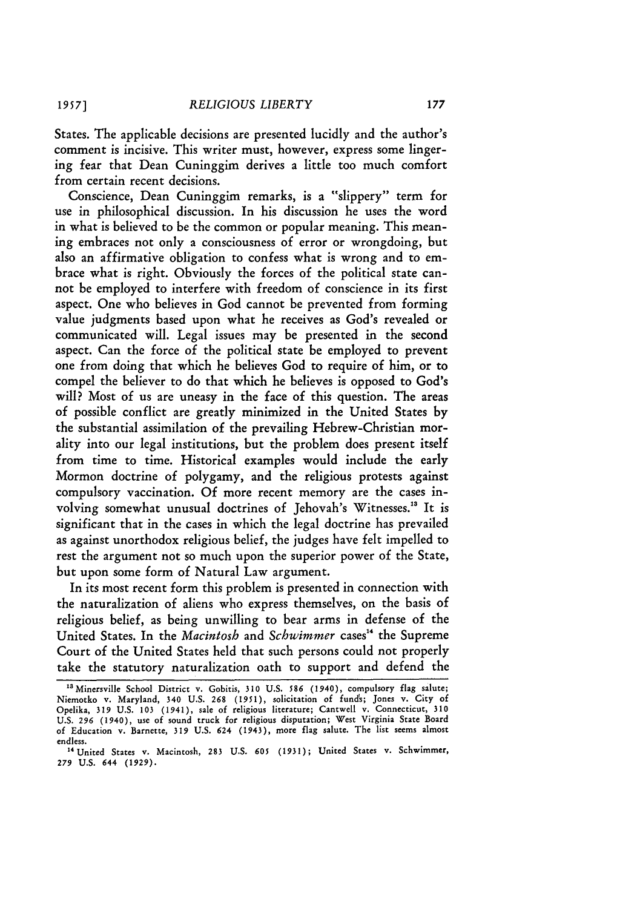States. The applicable decisions are presented lucidly and the author's comment is incisive. This writer must, however, express some lingering fear that Dean Cuninggim derives a little too much comfort from certain recent decisions.

Conscience, Dean Cuninggim remarks, is a "slippery" term for use in philosophical discussion. In his discussion he uses the word in what is believed to be the common or popular meaning. This meaning embraces not only a consciousness of error or wrongdoing, but also an affirmative obligation to confess what is wrong and to embrace what is right. Obviously the forces of the political state cannot be employed to interfere with freedom of conscience in its first aspect. One who believes in God cannot be prevented from forming value judgments based upon what he receives as God's revealed or communicated will. Legal issues may be presented in the second aspect. Can the force of the political state be employed to prevent one from doing that which he believes God to require of him, or to compel the believer to do that which he believes is opposed to God's will? Most of us are uneasy in the face of this question. The areas of possible conflict are greatly minimized in the United States by the substantial assimilation of the prevailing Hebrew-Christian morality into our legal institutions, but the problem does present itself from time to time. Historical examples would include the early Mormon doctrine of polygamy, and the religious protests against compulsory vaccination. Of more recent memory are the cases involving somewhat unusual doctrines of Jehovah's Witnesses.[13] It is significant that in the cases in which the legal doctrine has prevailed as against unorthodox religious belief, the judges have felt impelled to rest the argument not so much upon the superior power of the State, but upon some form of Natural Law argument.

In its most recent form this problem is presented in connection with the naturalization of aliens who express themselves, on the basis of religious belief, as being unwilling to bear arms in defense of the United States. In the *Macintosh* and *Schwimmer* cases[14] the Supreme Court of the United States held that such persons could not properly take the statutory naturalization oath to support and defend the

---

[13] Minersville School District v. Gobitis, 310 U.S. 586 (1940), compulsory flag salute; Niemotko v. Maryland, 340 U.S. 268 (1951), solicitation of funds; Jones v. City of Opelika, 319 U.S. 103 (1941), sale of religious literature; Cantwell v. Connecticut, 310 U.S. 296 (1940), use of sound truck for religious disputation; West Virginia State Board of Education v. Barnette, 319 U.S. 624 (1943), more flag salute. The list seems almost endless.

[14] United States v. Macintosh, 283 U.S. 605 (1931); United States v. Schwimmer, 279 U.S. 644 (1929).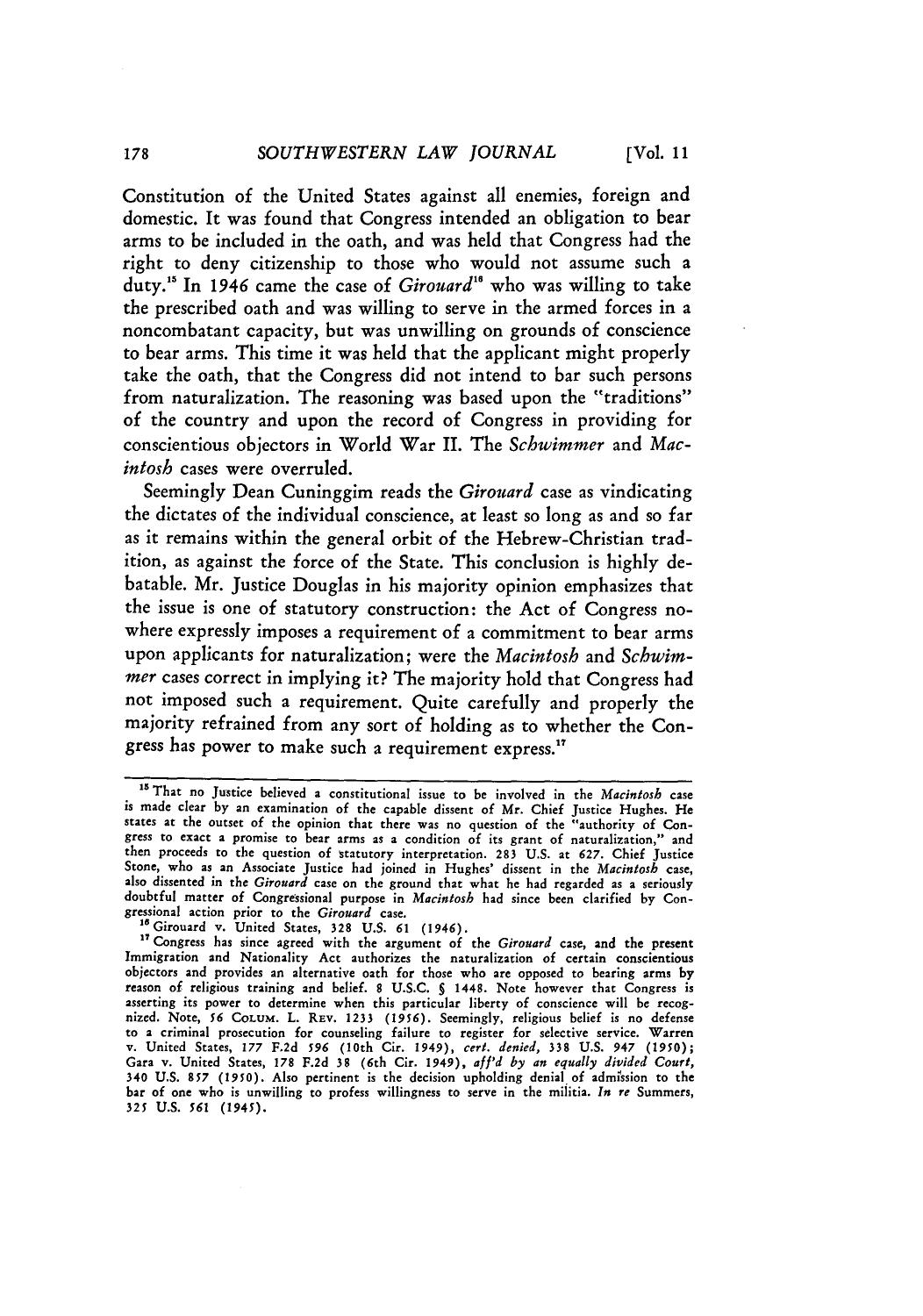Constitution of the United States against all enemies, foreign and domestic. It was found that Congress intended an obligation to bear arms to be included in the oath, and was held that Congress had the right to deny citizenship to those who would not assume such a duty.[15] In 1946 came the case of *Girouard*[16] who was willing to take the prescribed oath and was willing to serve in the armed forces in a noncombatant capacity, but was unwilling on grounds of conscience to bear arms. This time it was held that the applicant might properly take the oath, that the Congress did not intend to bar such persons from naturalization. The reasoning was based upon the "traditions" of the country and upon the record of Congress in providing for conscientious objectors in World War II. The *Schwimmer* and *Macintosh* cases were overruled.

Seemingly Dean Cuninggim reads the *Girouard* case as vindicating the dictates of the individual conscience, at least so long as and so far as it remains within the general orbit of the Hebrew-Christian tradition, as against the force of the State. This conclusion is highly debatable. Mr. Justice Douglas in his majority opinion emphasizes that the issue is one of statutory construction: the Act of Congress nowhere expressly imposes a requirement of a commitment to bear arms upon applicants for naturalization; were the *Macintosh* and *Schwimmer* cases correct in implying it? The majority hold that Congress had not imposed such a requirement. Quite carefully and properly the majority refrained from any sort of holding as to whether the Congress has power to make such a requirement express.[17]

---

[15] That no Justice believed a constitutional issue to be involved in the *Macintosh* case is made clear by an examination of the capable dissent of Mr. Chief Justice Hughes. He states at the outset of the opinion that there was no question of the "authority of Congress to exact a promise to bear arms as a condition of its grant of naturalization," and then proceeds to the question of statutory interpretation. 283 U.S. at 627. Chief Justice Stone, who as an Associate Justice had joined in Hughes' dissent in the *Macintosh* case, also dissented in the *Girouard* case on the ground that what he had regarded as a seriously doubtful matter of Congressional purpose in *Macintosh* had since been clarified by Congressional action prior to the *Girouard* case.

[16] Girouard v. United States, 328 U.S. 61 (1946).

[17] Congress has since agreed with the argument of the *Girouard* case, and the present Immigration and Nationality Act authorizes the naturalization of certain conscientious objectors and provides an alternative oath for those who are opposed to bearing arms by reason of religious training and belief. 8 U.S.C. § 1448. Note however that Congress is asserting its power to determine when this particular liberty of conscience will be recognized. Note, 56 COLUM. L. REV. 1233 (1956). Seemingly, religious belief is no defense to a criminal prosecution for counseling failure to register for selective service. Warren v. United States, 177 F.2d 596 (10th Cir. 1949), *cert. denied*, 338 U.S. 947 (1950); Gara v. United States, 178 F.2d 38 (6th Cir. 1949), *aff'd by an equally divided Court*, 340 U.S. 857 (1950). Also pertinent is the decision upholding denial of admission to the bar of one who is unwilling to profess willingness to serve in the militia. *In re* Summers, 325 U.S. 561 (1945).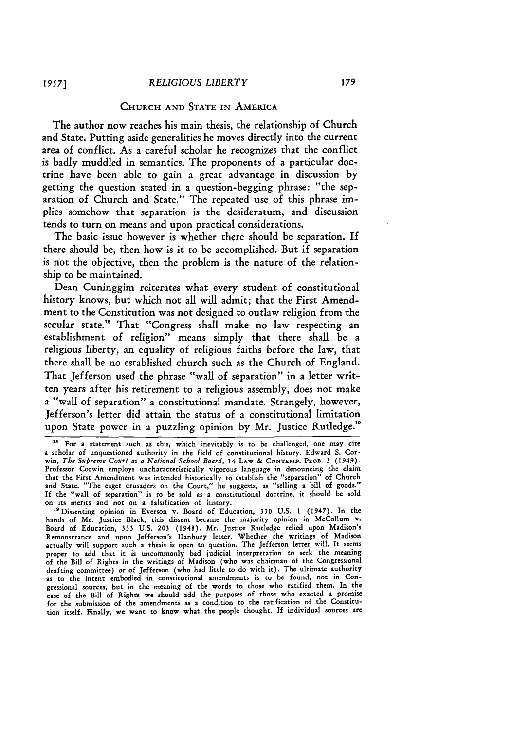## CHURCH AND STATE IN AMERICA

The author now reaches his main thesis, the relationship of Church and State. Putting aside generalities he moves directly into the current area of conflict. As a careful scholar he recognizes that the conflict is badly muddled in semantics. The proponents of a particular doctrine have been able to gain a great advantage in discussion by getting the question stated in a question-begging phrase: "the separation of Church and State." The repeated use of this phrase implies somehow that separation is the desideratum, and discussion tends to turn on means and upon practical considerations.

The basic issue however is whether there should be separation. If there should be, then how is it to be accomplished. But if separation is not the objective, then the problem is the nature of the relationship to be maintained.

Dean Cuninggim reiterates what every student of constitutional history knows, but which not all will admit; that the First Amendment to the Constitution was not designed to outlaw religion from the secular state.[18] That "Congress shall make no law respecting an establishment of religion" means simply that there shall be a religious liberty, an equality of religious faiths before the law, that there shall be no established church such as the Church of England. That Jefferson used the phrase "wall of separation" in a letter written years after his retirement to a religious assembly, does not make a "wall of separation" a constitutional mandate. Strangely, however, Jefferson's letter did attain the status of a constitutional limitation upon State power in a puzzling opinion by Mr. Justice Rutledge.[19]

---

[18] For a statement such as this, which inevitably is to be challenged, one may cite a scholar of unquestioned authority in the field of constitutional history. Edward S. Corwin, *The Supreme Court as a National School Board*, 14 LAW & CONTEMP. PROB. 3 (1949). Professor Corwin employs uncharacteristically vigorous language in denouncing the claim that the First Amendment was intended historically to establish the "separation" of Church and State. "The eager crusaders on the Court," he suggests, as "selling a bill of goods." If the "wall of separation" is to be sold as a constitutional doctrine, it should be sold on its merits and not on a falsification of history.

[19] Dissenting opinion in Everson v. Board of Education, 330 U.S. 1 (1947). In the hands of Mr. Justice Black, this dissent became the majority opinion in McCollum v. Board of Education, 333 U.S. 203 (1948). Mr. Justice Rutledge relied upon Madison's Remonstrance and upon Jefferson's Danbury letter. Whether the writings of Madison actually will support such a thesis is open to question. The Jefferson letter will. It seems proper to add that it is uncommonly bad judicial interpretation to seek the meaning of the Bill of Rights in the writings of Madison (who was chairman of the Congressional drafting committee) or of Jefferson (who had little to do with it). The ultimate authority as to the intent embodied in constitutional amendments is to be found, not in Congressional sources, but in the meaning of the words to those who ratified them. In the case of the Bill of Rights we should add the purposes of those who exacted a promise for the submission of the amendments as a condition to the ratification of the Constitution itself. Finally, we want to know what the people thought. If individual sources are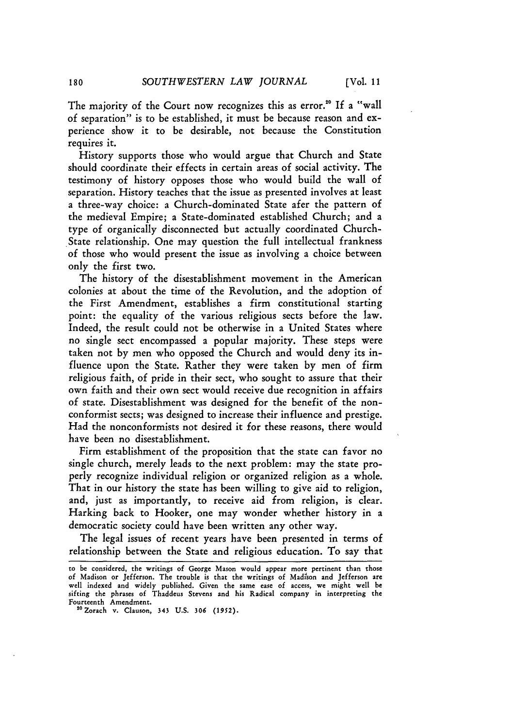The majority of the Court now recognizes this as error.[20] If a "wall of separation" is to be established, it must be because reason and experience show it to be desirable, not because the Constitution requires it.

History supports those who would argue that Church and State should coordinate their effects in certain areas of social activity. The testimony of history opposes those who would build the wall of separation. History teaches that the issue as presented involves at least a three-way choice: a Church-dominated State afer the pattern of the medieval Empire; a State-dominated established Church; and a type of organically disconnected but actually coordinated Church-State relationship. One may question the full intellectual frankness of those who would present the issue as involving a choice between only the first two.

The history of the disestablishment movement in the American colonies at about the time of the Revolution, and the adoption of the First Amendment, establishes a firm constitutional starting point: the equality of the various religious sects before the law. Indeed, the result could not be otherwise in a United States where no single sect encompassed a popular majority. These steps were taken not by men who opposed the Church and would deny its influence upon the State. Rather they were taken by men of firm religious faith, of pride in their sect, who sought to assure that their own faith and their own sect would receive due recognition in affairs of state. Disestablishment was designed for the benefit of the nonconformist sects; was designed to increase their influence and prestige. Had the nonconformists not desired it for these reasons, there would have been no disestablishment.

Firm establishment of the proposition that the state can favor no single church, merely leads to the next problem: may the state properly recognize individual religion or organized religion as a whole. That in our history the state has been willing to give aid to religion, and, just as importantly, to receive aid from religion, is clear. Harking back to Hooker, one may wonder whether history in a democratic society could have been written any other way.

The legal issues of recent years have been presented in terms of relationship between the State and religious education. To say that

---

to be considered, the writings of George Mason would appear more pertinent than those of Madison or Jefferson. The trouble is that the writings of Madison and Jefferson are well indexed and widely published. Given the same ease of access, we might well be sifting the phrases of Thaddeus Stevens and his Radical company in interpreting the Fourteenth Amendment.

[20] Zorach v. Clauson, 343 U.S. 306 (1952).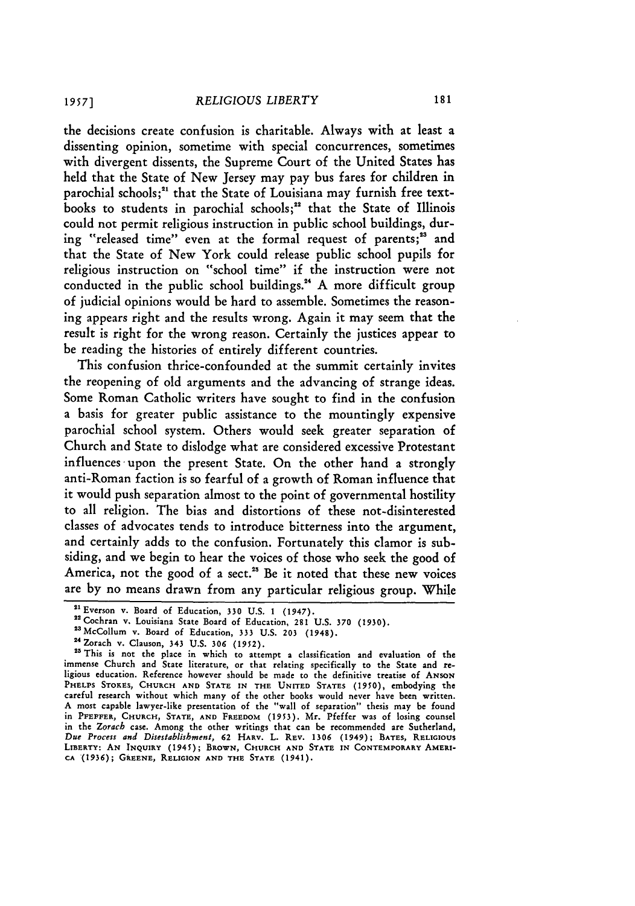the decisions create confusion is charitable. Always with at least a dissenting opinion, sometime with special concurrences, sometimes with divergent dissents, the Supreme Court of the United States has held that the State of New Jersey may pay bus fares for children in parochial schools;[21] that the State of Louisiana may furnish free textbooks to students in parochial schools;[22] that the State of Illinois could not permit religious instruction in public school buildings, during "released time" even at the formal request of parents;[23] and that the State of New York could release public school pupils for religious instruction on "school time" if the instruction were not conducted in the public school buildings.[24] A more difficult group of judicial opinions would be hard to assemble. Sometimes the reasoning appears right and the results wrong. Again it may seem that the result is right for the wrong reason. Certainly the justices appear to be reading the histories of entirely different countries.

This confusion thrice-confounded at the summit certainly invites the reopening of old arguments and the advancing of strange ideas. Some Roman Catholic writers have sought to find in the confusion a basis for greater public assistance to the mountingly expensive parochial school system. Others would seek greater separation of Church and State to dislodge what are considered excessive Protestant influences upon the present State. On the other hand a strongly anti-Roman faction is so fearful of a growth of Roman influence that it would push separation almost to the point of governmental hostility to all religion. The bias and distortions of these not-disinterested classes of advocates tends to introduce bitterness into the argument, and certainly adds to the confusion. Fortunately this clamor is subsiding, and we begin to hear the voices of those who seek the good of America, not the good of a sect.[25] Be it noted that these new voices are by no means drawn from any particular religious group. While

---

[21] Everson v. Board of Education, 330 U.S. 1 (1947).

[22] Cochran v. Louisiana State Board of Education, 281 U.S. 370 (1930).

[23] McCollum v. Board of Education, 333 U.S. 203 (1948).

[24] Zorach v. Clauson, 343 U.S. 306 (1952).

[25] This is not the place in which to attempt a classification and evaluation of the immense Church and State literature, or that relating specifically to the State and religious education. Reference however should be made to the definitive treatise of ANSON PHELPS STOKES, CHURCH AND STATE IN THE UNITED STATES (1950), embodying the careful research without which many of the other books would never have been written. A most capable lawyer-like presentation of the "wall of separation" thesis may be found in PFEFFER, CHURCH, STATE, AND FREEDOM (1953). Mr. Pfeffer was of losing counsel in the *Zorach* case. Among the other writings that can be recommended are Sutherland, *Due Process and Disestablishment*, 62 HARV. L. REV. 1306 (1949); BATES, RELIGIOUS LIBERTY: AN INQUIRY (1945); BROWN, CHURCH AND STATE IN CONTEMPORARY AMERICA (1936); GREENE, RELIGION AND THE STATE (1941).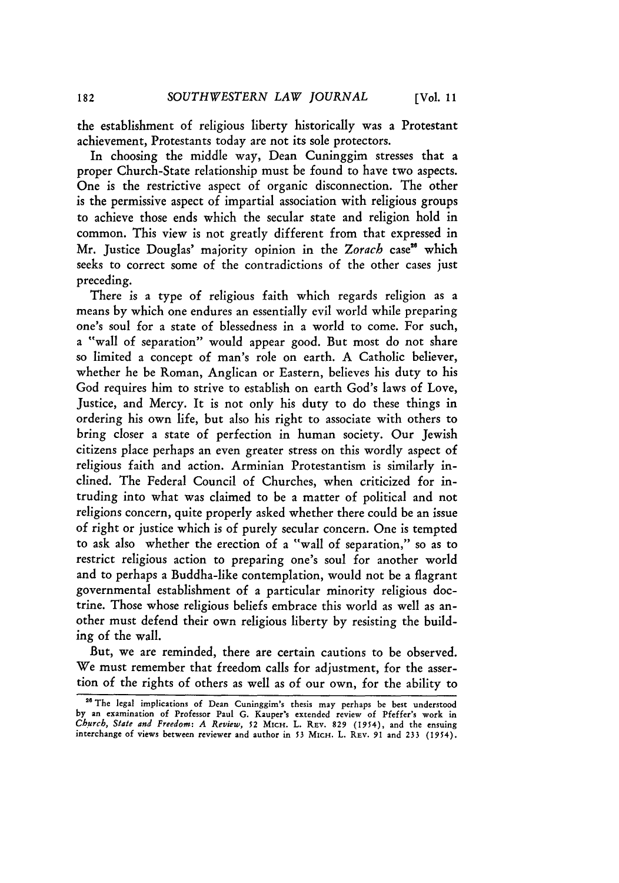the establishment of religious liberty historically was a Protestant achievement, Protestants today are not its sole protectors.

In choosing the middle way, Dean Cuninggim stresses that a proper Church-State relationship must be found to have two aspects. One is the restrictive aspect of organic disconnection. The other is the permissive aspect of impartial association with religious groups to achieve those ends which the secular state and religion hold in common. This view is not greatly different from that expressed in Mr. Justice Douglas' majority opinion in the *Zorach* case[26] which seeks to correct some of the contradictions of the other cases just preceding.

There is a type of religious faith which regards religion as a means by which one endures an essentially evil world while preparing one's soul for a state of blessedness in a world to come. For such, a "wall of separation" would appear good. But most do not share so limited a concept of man's role on earth. A Catholic believer, whether he be Roman, Anglican or Eastern, believes his duty to his God requires him to strive to establish on earth God's laws of Love, Justice, and Mercy. It is not only his duty to do these things in ordering his own life, but also his right to associate with others to bring closer a state of perfection in human society. Our Jewish citizens place perhaps an even greater stress on this wordly aspect of religious faith and action. Arminian Protestantism is similarly inclined. The Federal Council of Churches, when criticized for intruding into what was claimed to be a matter of political and not religions concern, quite properly asked whether there could be an issue of right or justice which is of purely secular concern. One is tempted to ask also whether the erection of a "wall of separation," so as to restrict religious action to preparing one's soul for another world and to perhaps a Buddha-like contemplation, would not be a flagrant governmental establishment of a particular minority religious doctrine. Those whose religious beliefs embrace this world as well as another must defend their own religious liberty by resisting the building of the wall.

But, we are reminded, there are certain cautions to be observed. We must remember that freedom calls for adjustment, for the assertion of the rights of others as well as of our own, for the ability to

[26] The legal implications of Dean Cuninggim's thesis may perhaps be best understood by an examination of Professor Paul G. Kauper's extended review of Pfeffer's work in *Church, State and Freedom: A Review*, 52 MICH. L. REV. 829 (1954), and the ensuing interchange of views between reviewer and author in 53 MICH. L. REV. 91 and 233 (1954).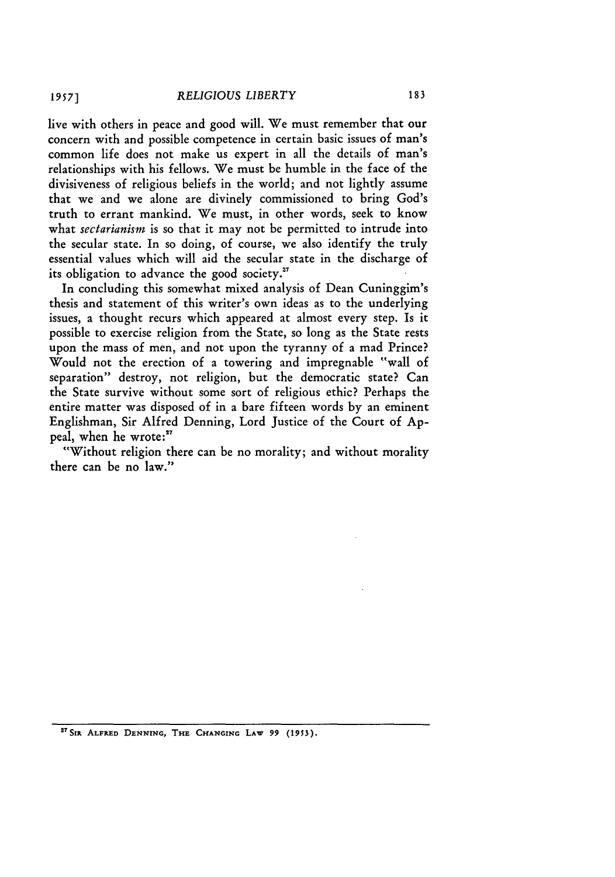live with others in peace and good will. We must remember that our concern with and possible competence in certain basic issues of man's common life does not make us expert in all the details of man's relationships with his fellows. We must be humble in the face of the divisiveness of religious beliefs in the world; and not lightly assume that we and we alone are divinely commissioned to bring God's truth to errant mankind. We must, in other words, seek to know what *sectarianism* is so that it may not be permitted to intrude into the secular state. In so doing, of course, we also identify the truly essential values which will aid the secular state in the discharge of its obligation to advance the good society.[27]

In concluding this somewhat mixed analysis of Dean Cuninggim's thesis and statement of this writer's own ideas as to the underlying issues, a thought recurs which appeared at almost every step. Is it possible to exercise religion from the State, so long as the State rests upon the mass of men, and not upon the tyranny of a mad Prince? Would not the erection of a towering and impregnable "wall of separation" destroy, not religion, but the democratic state? Can the State survive without some sort of religious ethic? Perhaps the entire matter was disposed of in a bare fifteen words by an eminent Englishman, Sir Alfred Denning, Lord Justice of the Court of Appeal, when he wrote:[27]

"Without religion there can be no morality; and without morality there can be no law."

---

[27] SIR ALFRED DENNING, THE CHANGING LAW 99 (1953).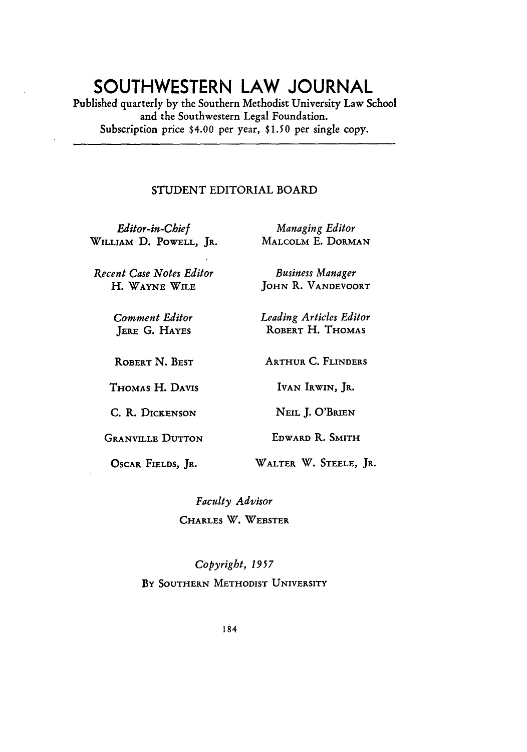# SOUTHWESTERN LAW JOURNAL

Published quarterly by the Southern Methodist University Law School and the Southwestern Legal Foundation.

Subscription price $4.00 per year, $1.50 per single copy.

---

## STUDENT EDITORIAL BOARD

*Editor-in-Chief*
WILLIAM D. POWELL, JR.

*Managing Editor*
MALCOLM E. DORMAN

*Recent Case Notes Editor*
H. WAYNE WILE

*Business Manager*
JOHN R. VANDEVOORT

*Comment Editor*
JERE G. HAYES

*Leading Articles Editor*
ROBERT H. THOMAS

ROBERT N. BEST

ARTHUR C. FLINDERS

THOMAS H. DAVIS

IVAN IRWIN, JR.

C. R. DICKENSON

NEIL J. O'BRIEN

GRANVILLE DUTTON

EDWARD R. SMITH

OSCAR FIELDS, JR.

WALTER W. STEELE, JR.

*Faculty Advisor*
CHARLES W. WEBSTER

*Copyright, 1957*
BY SOUTHERN METHODIST UNIVERSITY